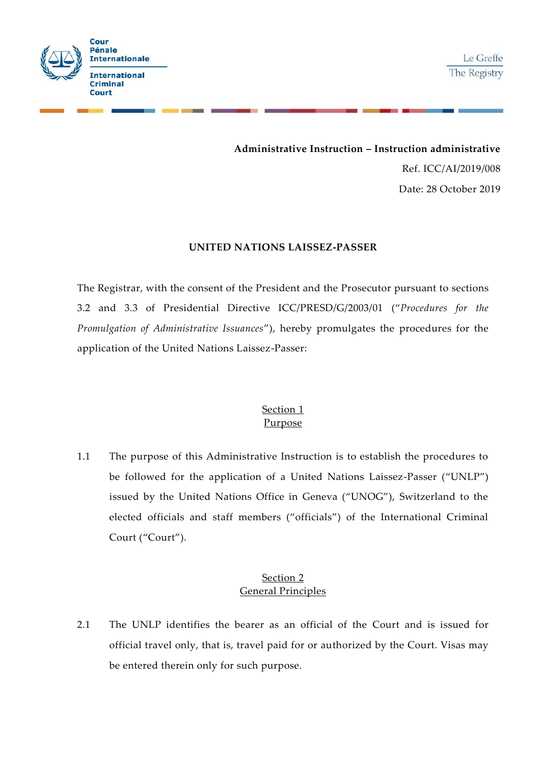Cour Pénale Internationale

International Criminal Court

Le Greffe
The Registry

**Administrative Instruction – Instruction administrative**

Ref. ICC/AI/2019/008

Date: 28 October 2019

# UNITED NATIONS LAISSEZ-PASSER

The Registrar, with the consent of the President and the Prosecutor pursuant to sections 3.2 and 3.3 of Presidential Directive ICC/PRESD/G/2003/01 ("*Procedures for the Promulgation of Administrative Issuances*"), hereby promulgates the procedures for the application of the United Nations Laissez-Passer:

## Section 1
## Purpose

1.1 The purpose of this Administrative Instruction is to establish the procedures to be followed for the application of a United Nations Laissez-Passer ("UNLP") issued by the United Nations Office in Geneva ("UNOG"), Switzerland to the elected officials and staff members ("officials") of the International Criminal Court ("Court").

## Section 2
## General Principles

2.1 The UNLP identifies the bearer as an official of the Court and is issued for official travel only, that is, travel paid for or authorized by the Court. Visas may be entered therein only for such purpose.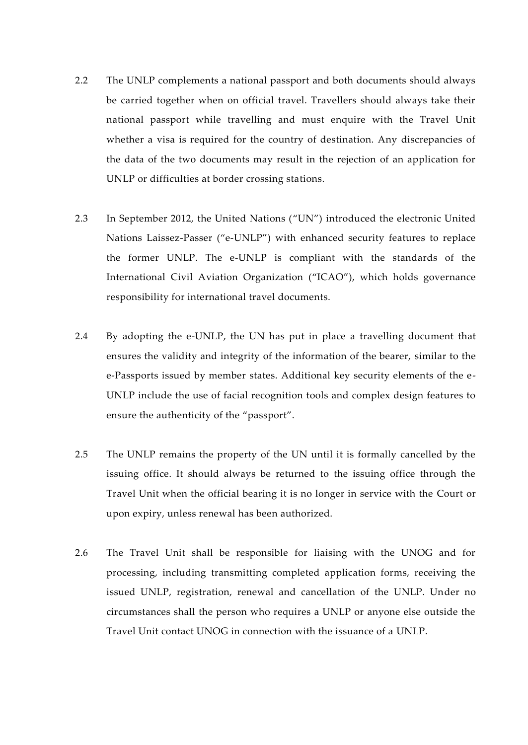2.2 The UNLP complements a national passport and both documents should always be carried together when on official travel. Travellers should always take their national passport while travelling and must enquire with the Travel Unit whether a visa is required for the country of destination. Any discrepancies of the data of the two documents may result in the rejection of an application for UNLP or difficulties at border crossing stations.

2.3 In September 2012, the United Nations ("UN") introduced the electronic United Nations Laissez-Passer ("e-UNLP") with enhanced security features to replace the former UNLP. The e-UNLP is compliant with the standards of the International Civil Aviation Organization ("ICAO"), which holds governance responsibility for international travel documents.

2.4 By adopting the e-UNLP, the UN has put in place a travelling document that ensures the validity and integrity of the information of the bearer, similar to the e-Passports issued by member states. Additional key security elements of the e-UNLP include the use of facial recognition tools and complex design features to ensure the authenticity of the "passport".

2.5 The UNLP remains the property of the UN until it is formally cancelled by the issuing office. It should always be returned to the issuing office through the Travel Unit when the official bearing it is no longer in service with the Court or upon expiry, unless renewal has been authorized.

2.6 The Travel Unit shall be responsible for liaising with the UNOG and for processing, including transmitting completed application forms, receiving the issued UNLP, registration, renewal and cancellation of the UNLP. Under no circumstances shall the person who requires a UNLP or anyone else outside the Travel Unit contact UNOG in connection with the issuance of a UNLP.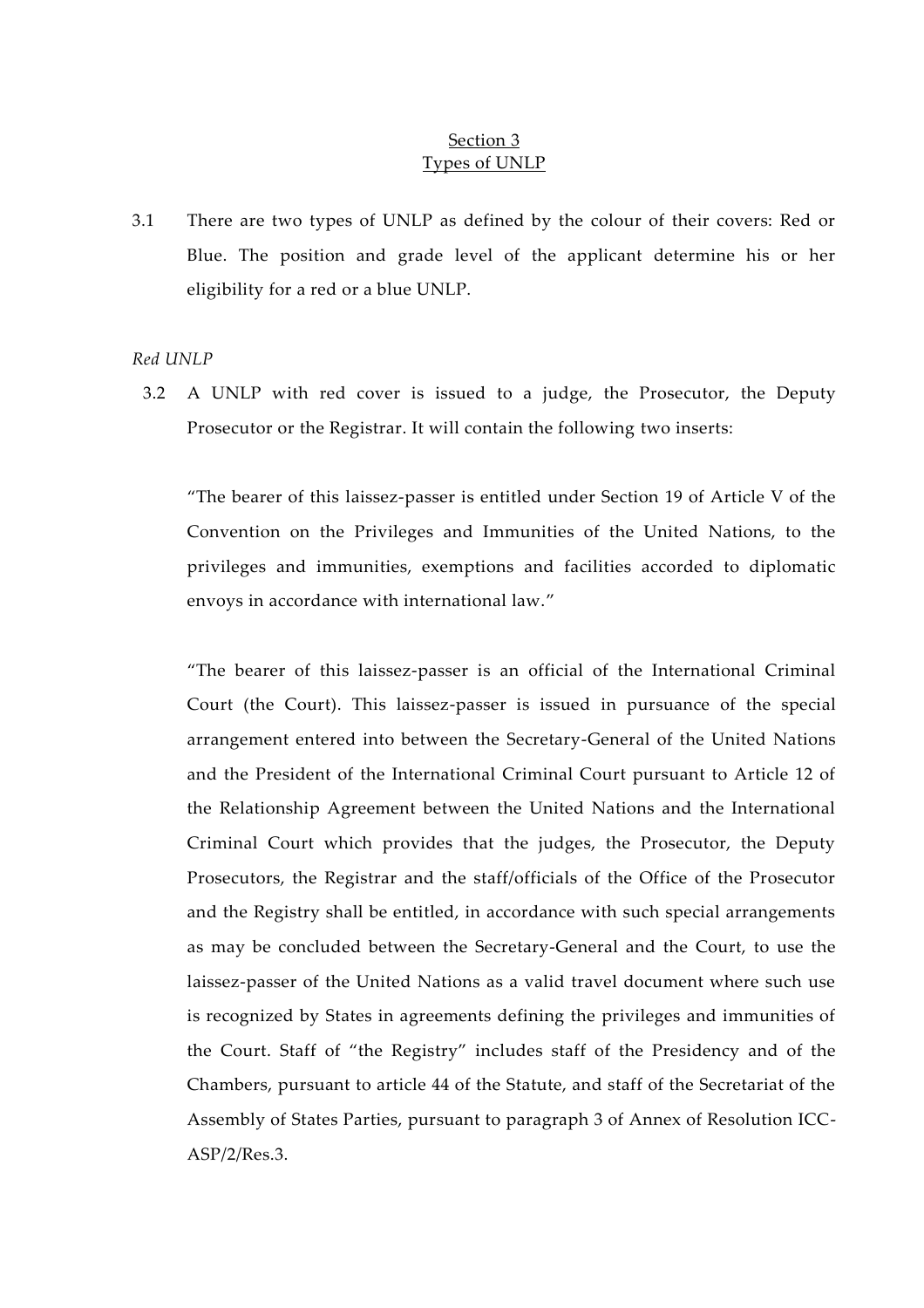## Section 3
## Types of UNLP

3.1 There are two types of UNLP as defined by the colour of their covers: Red or Blue. The position and grade level of the applicant determine his or her eligibility for a red or a blue UNLP.

*Red UNLP*

3.2 A UNLP with red cover is issued to a judge, the Prosecutor, the Deputy Prosecutor or the Registrar. It will contain the following two inserts:

"The bearer of this laissez-passer is entitled under Section 19 of Article V of the Convention on the Privileges and Immunities of the United Nations, to the privileges and immunities, exemptions and facilities accorded to diplomatic envoys in accordance with international law."

"The bearer of this laissez-passer is an official of the International Criminal Court (the Court). This laissez-passer is issued in pursuance of the special arrangement entered into between the Secretary-General of the United Nations and the President of the International Criminal Court pursuant to Article 12 of the Relationship Agreement between the United Nations and the International Criminal Court which provides that the judges, the Prosecutor, the Deputy Prosecutors, the Registrar and the staff/officials of the Office of the Prosecutor and the Registry shall be entitled, in accordance with such special arrangements as may be concluded between the Secretary-General and the Court, to use the laissez-passer of the United Nations as a valid travel document where such use is recognized by States in agreements defining the privileges and immunities of the Court. Staff of "the Registry" includes staff of the Presidency and of the Chambers, pursuant to article 44 of the Statute, and staff of the Secretariat of the Assembly of States Parties, pursuant to paragraph 3 of Annex of Resolution ICC-ASP/2/Res.3.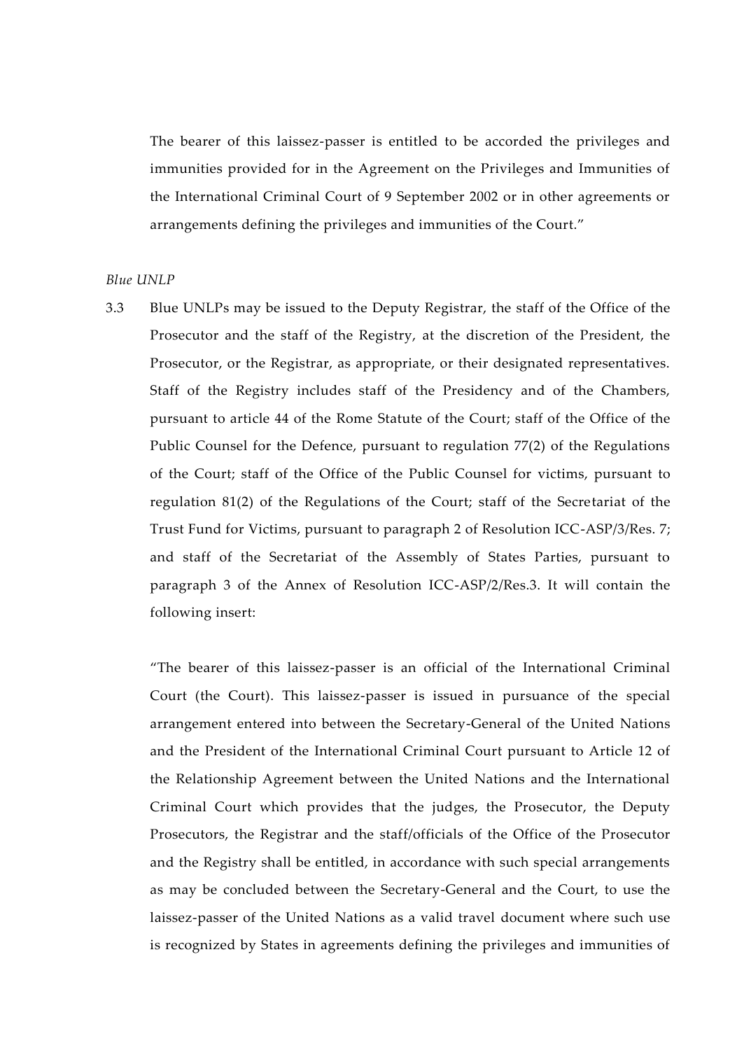The bearer of this laissez-passer is entitled to be accorded the privileges and immunities provided for in the Agreement on the Privileges and Immunities of the International Criminal Court of 9 September 2002 or in other agreements or arrangements defining the privileges and immunities of the Court."

*Blue UNLP*

3.3 Blue UNLPs may be issued to the Deputy Registrar, the staff of the Office of the Prosecutor and the staff of the Registry, at the discretion of the President, the Prosecutor, or the Registrar, as appropriate, or their designated representatives. Staff of the Registry includes staff of the Presidency and of the Chambers, pursuant to article 44 of the Rome Statute of the Court; staff of the Office of the Public Counsel for the Defence, pursuant to regulation 77(2) of the Regulations of the Court; staff of the Office of the Public Counsel for victims, pursuant to regulation 81(2) of the Regulations of the Court; staff of the Secretariat of the Trust Fund for Victims, pursuant to paragraph 2 of Resolution ICC-ASP/3/Res. 7; and staff of the Secretariat of the Assembly of States Parties, pursuant to paragraph 3 of the Annex of Resolution ICC-ASP/2/Res.3. It will contain the following insert:

"The bearer of this laissez-passer is an official of the International Criminal Court (the Court). This laissez-passer is issued in pursuance of the special arrangement entered into between the Secretary-General of the United Nations and the President of the International Criminal Court pursuant to Article 12 of the Relationship Agreement between the United Nations and the International Criminal Court which provides that the judges, the Prosecutor, the Deputy Prosecutors, the Registrar and the staff/officials of the Office of the Prosecutor and the Registry shall be entitled, in accordance with such special arrangements as may be concluded between the Secretary-General and the Court, to use the laissez-passer of the United Nations as a valid travel document where such use is recognized by States in agreements defining the privileges and immunities of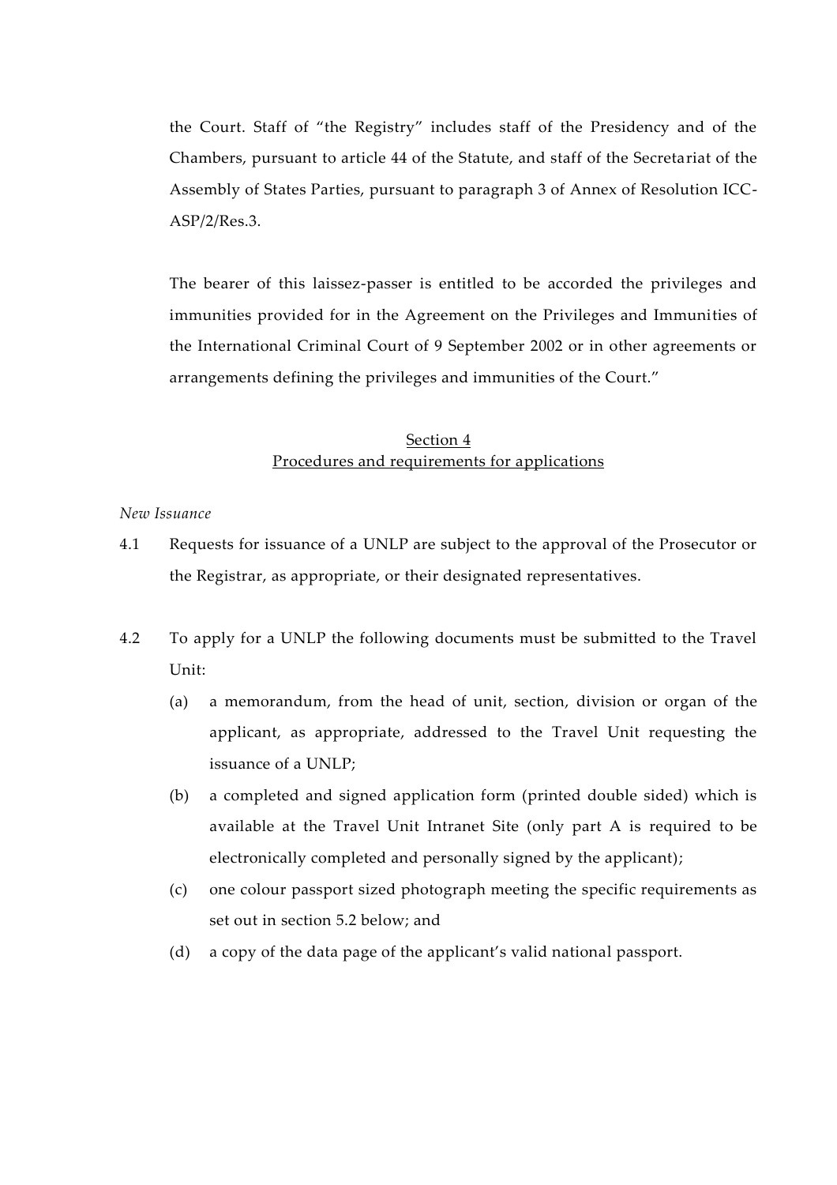the Court. Staff of "the Registry" includes staff of the Presidency and of the Chambers, pursuant to article 44 of the Statute, and staff of the Secretariat of the Assembly of States Parties, pursuant to paragraph 3 of Annex of Resolution ICC-ASP/2/Res.3.

The bearer of this laissez-passer is entitled to be accorded the privileges and immunities provided for in the Agreement on the Privileges and Immunities of the International Criminal Court of 9 September 2002 or in other agreements or arrangements defining the privileges and immunities of the Court."

## Section 4
## Procedures and requirements for applications

*New Issuance*

4.1 Requests for issuance of a UNLP are subject to the approval of the Prosecutor or the Registrar, as appropriate, or their designated representatives.

4.2 To apply for a UNLP the following documents must be submitted to the Travel Unit:

(a) a memorandum, from the head of unit, section, division or organ of the applicant, as appropriate, addressed to the Travel Unit requesting the issuance of a UNLP;

(b) a completed and signed application form (printed double sided) which is available at the Travel Unit Intranet Site (only part A is required to be electronically completed and personally signed by the applicant);

(c) one colour passport sized photograph meeting the specific requirements as set out in section 5.2 below; and

(d) a copy of the data page of the applicant's valid national passport.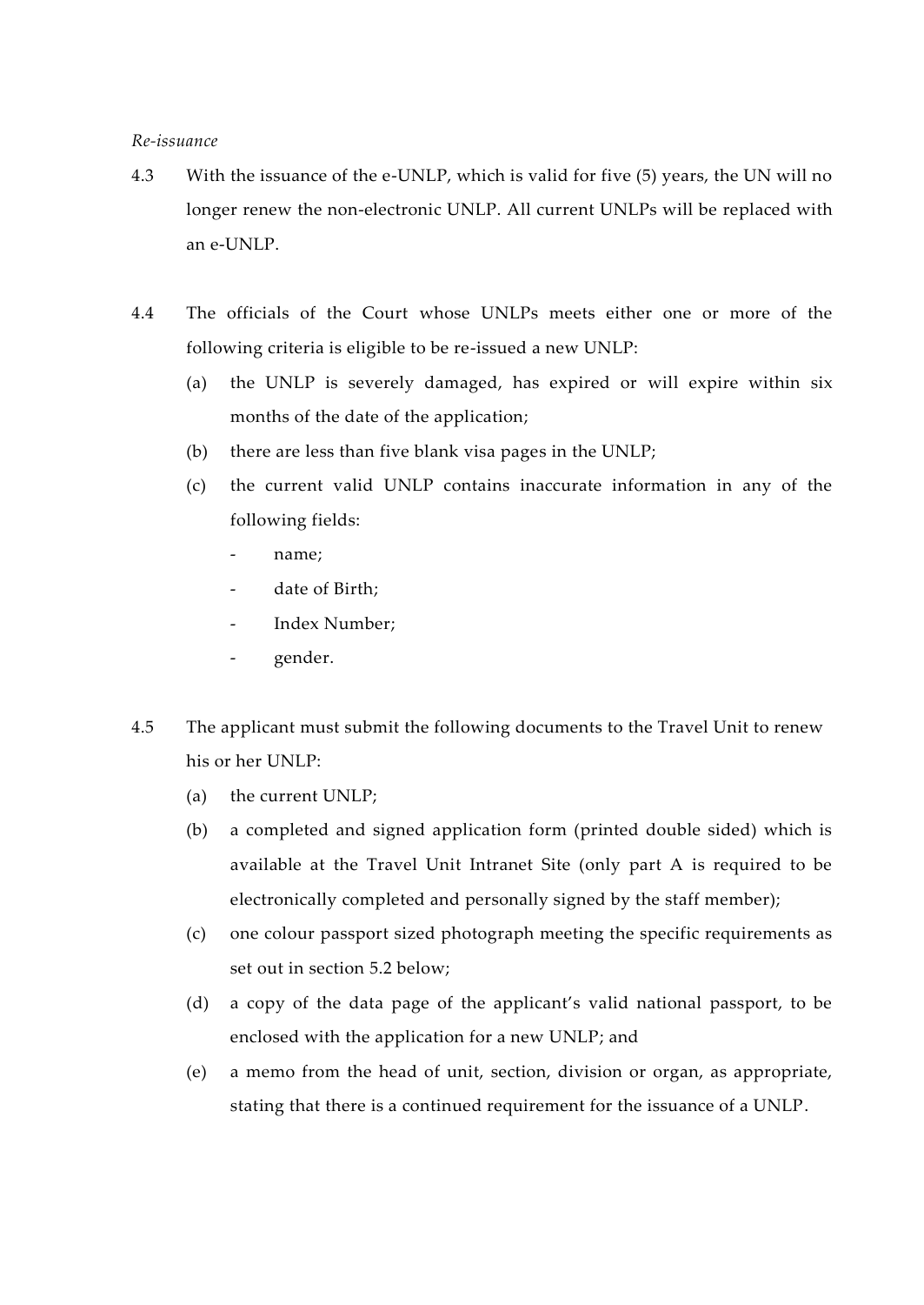*Re-issuance*

4.3 With the issuance of the e-UNLP, which is valid for five (5) years, the UN will no longer renew the non-electronic UNLP. All current UNLPs will be replaced with an e-UNLP.

4.4 The officials of the Court whose UNLPs meets either one or more of the following criteria is eligible to be re-issued a new UNLP:

(a) the UNLP is severely damaged, has expired or will expire within six months of the date of the application;

(b) there are less than five blank visa pages in the UNLP;

(c) the current valid UNLP contains inaccurate information in any of the following fields:

- name;
- date of Birth;
- Index Number;
- gender.

4.5 The applicant must submit the following documents to the Travel Unit to renew his or her UNLP:

(a) the current UNLP;

(b) a completed and signed application form (printed double sided) which is available at the Travel Unit Intranet Site (only part A is required to be electronically completed and personally signed by the staff member);

(c) one colour passport sized photograph meeting the specific requirements as set out in section 5.2 below;

(d) a copy of the data page of the applicant's valid national passport, to be enclosed with the application for a new UNLP; and

(e) a memo from the head of unit, section, division or organ, as appropriate, stating that there is a continued requirement for the issuance of a UNLP.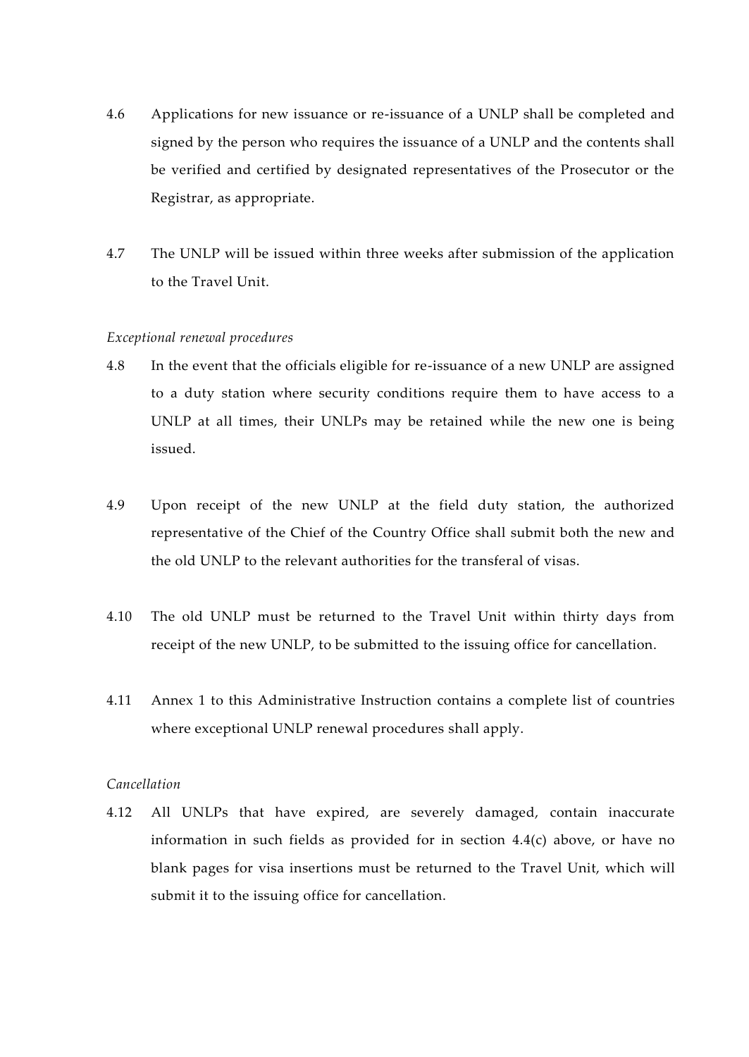4.6 Applications for new issuance or re-issuance of a UNLP shall be completed and signed by the person who requires the issuance of a UNLP and the contents shall be verified and certified by designated representatives of the Prosecutor or the Registrar, as appropriate.

4.7 The UNLP will be issued within three weeks after submission of the application to the Travel Unit.

*Exceptional renewal procedures*

4.8 In the event that the officials eligible for re-issuance of a new UNLP are assigned to a duty station where security conditions require them to have access to a UNLP at all times, their UNLPs may be retained while the new one is being issued.

4.9 Upon receipt of the new UNLP at the field duty station, the authorized representative of the Chief of the Country Office shall submit both the new and the old UNLP to the relevant authorities for the transferal of visas.

4.10 The old UNLP must be returned to the Travel Unit within thirty days from receipt of the new UNLP, to be submitted to the issuing office for cancellation.

4.11 Annex 1 to this Administrative Instruction contains a complete list of countries where exceptional UNLP renewal procedures shall apply.

*Cancellation*

4.12 All UNLPs that have expired, are severely damaged, contain inaccurate information in such fields as provided for in section 4.4(c) above, or have no blank pages for visa insertions must be returned to the Travel Unit, which will submit it to the issuing office for cancellation.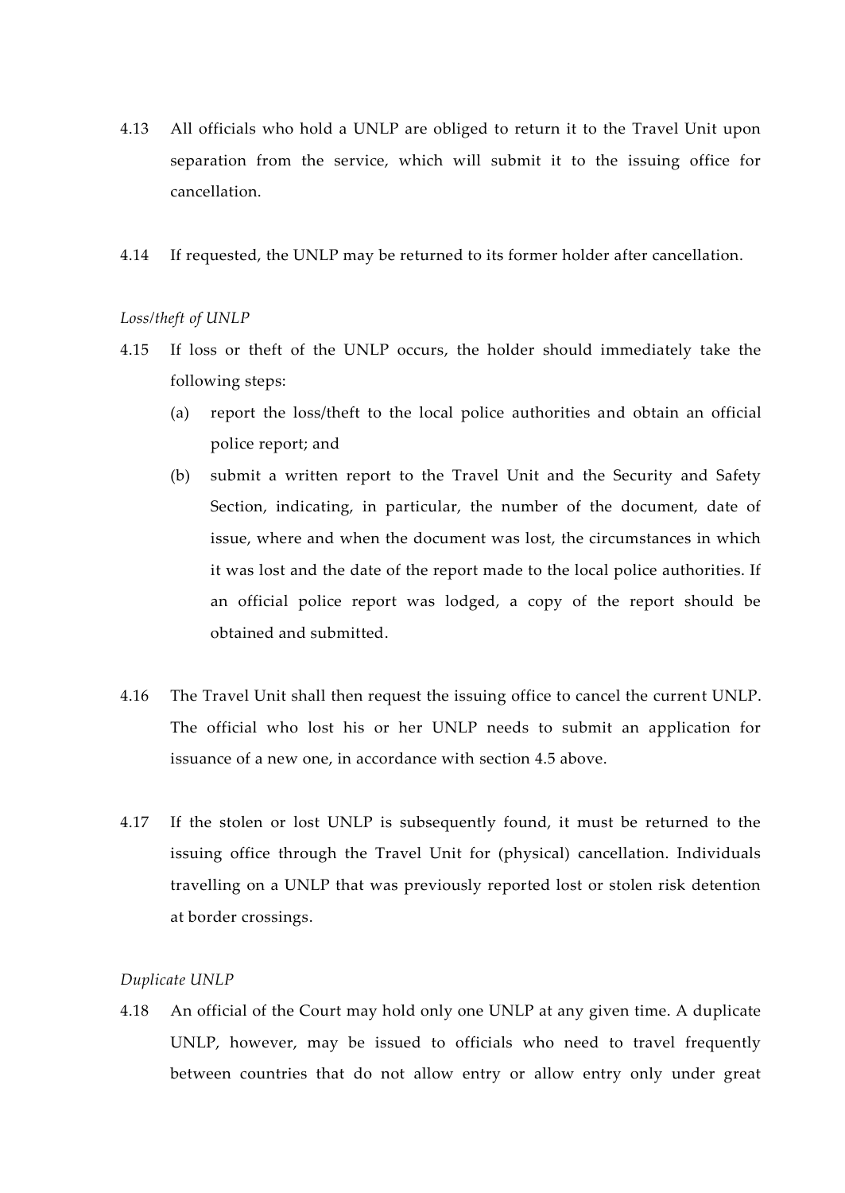4.13 All officials who hold a UNLP are obliged to return it to the Travel Unit upon separation from the service, which will submit it to the issuing office for cancellation.

4.14 If requested, the UNLP may be returned to its former holder after cancellation.

*Loss/theft of UNLP*

4.15 If loss or theft of the UNLP occurs, the holder should immediately take the following steps:

(a) report the loss/theft to the local police authorities and obtain an official police report; and

(b) submit a written report to the Travel Unit and the Security and Safety Section, indicating, in particular, the number of the document, date of issue, where and when the document was lost, the circumstances in which it was lost and the date of the report made to the local police authorities. If an official police report was lodged, a copy of the report should be obtained and submitted.

4.16 The Travel Unit shall then request the issuing office to cancel the current UNLP. The official who lost his or her UNLP needs to submit an application for issuance of a new one, in accordance with section 4.5 above.

4.17 If the stolen or lost UNLP is subsequently found, it must be returned to the issuing office through the Travel Unit for (physical) cancellation. Individuals travelling on a UNLP that was previously reported lost or stolen risk detention at border crossings.

*Duplicate UNLP*

4.18 An official of the Court may hold only one UNLP at any given time. A duplicate UNLP, however, may be issued to officials who need to travel frequently between countries that do not allow entry or allow entry only under great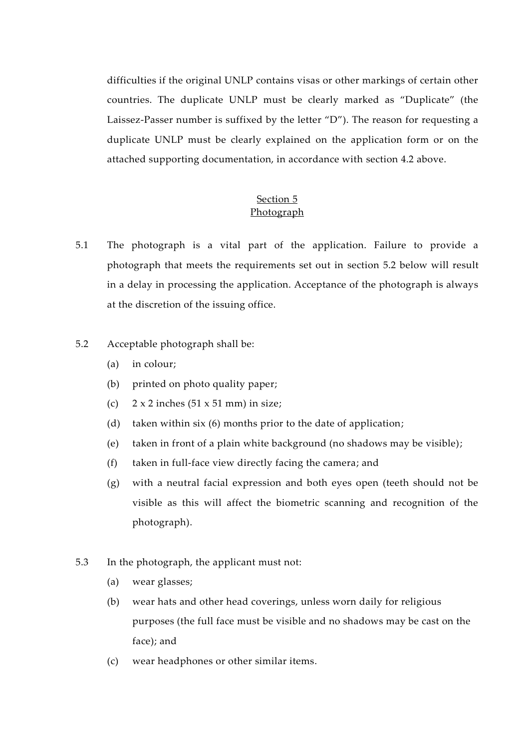difficulties if the original UNLP contains visas or other markings of certain other countries. The duplicate UNLP must be clearly marked as "Duplicate" (the Laissez-Passer number is suffixed by the letter "D"). The reason for requesting a duplicate UNLP must be clearly explained on the application form or on the attached supporting documentation, in accordance with section 4.2 above.

## Section 5
## Photograph

5.1 The photograph is a vital part of the application. Failure to provide a photograph that meets the requirements set out in section 5.2 below will result in a delay in processing the application. Acceptance of the photograph is always at the discretion of the issuing office.

5.2 Acceptable photograph shall be:

(a) in colour;

(b) printed on photo quality paper;

(c) 2 x 2 inches (51 x 51 mm) in size;

(d) taken within six (6) months prior to the date of application;

(e) taken in front of a plain white background (no shadows may be visible);

(f) taken in full-face view directly facing the camera; and

(g) with a neutral facial expression and both eyes open (teeth should not be visible as this will affect the biometric scanning and recognition of the photograph).

5.3 In the photograph, the applicant must not:

(a) wear glasses;

(b) wear hats and other head coverings, unless worn daily for religious purposes (the full face must be visible and no shadows may be cast on the face); and

(c) wear headphones or other similar items.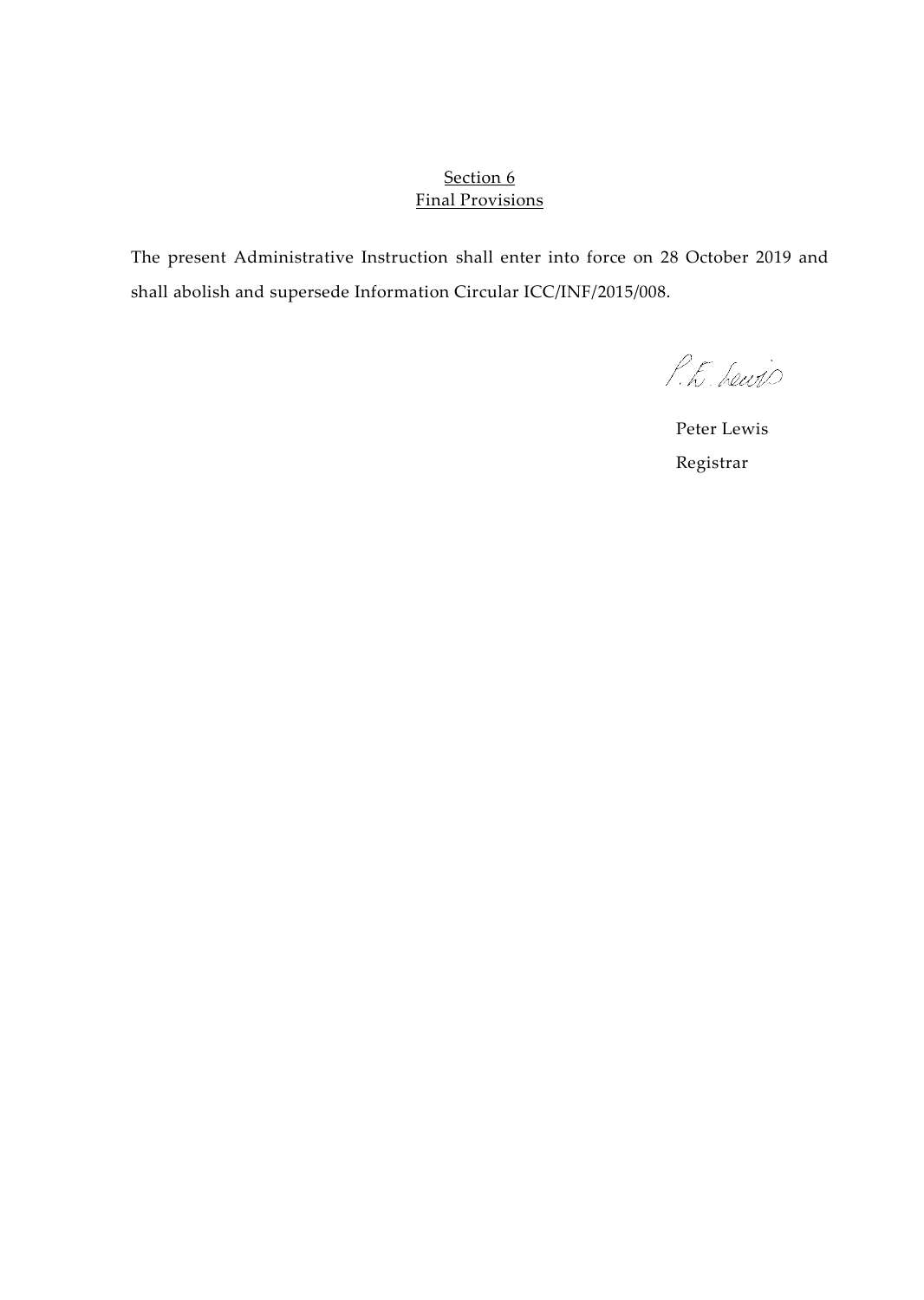## Section 6
## Final Provisions

The present Administrative Instruction shall enter into force on 28 October 2019 and shall abolish and supersede Information Circular ICC/INF/2015/008.

P.L. Lewis

Peter Lewis

Registrar